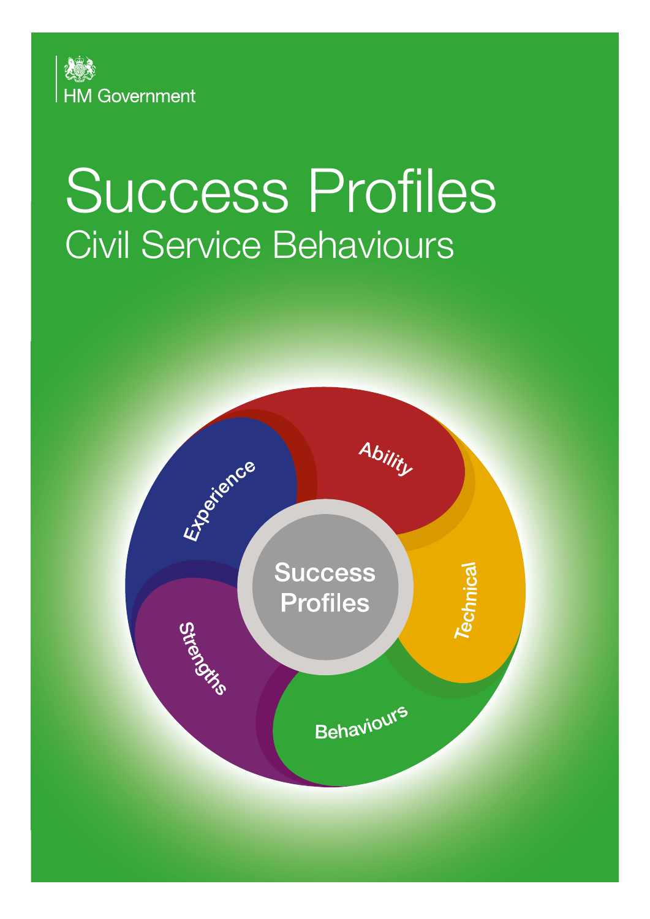HM Government

# Success Profiles

## Civil Service Behaviours

Experience

Ability

Technical

Behaviours

Strengths

Success Profiles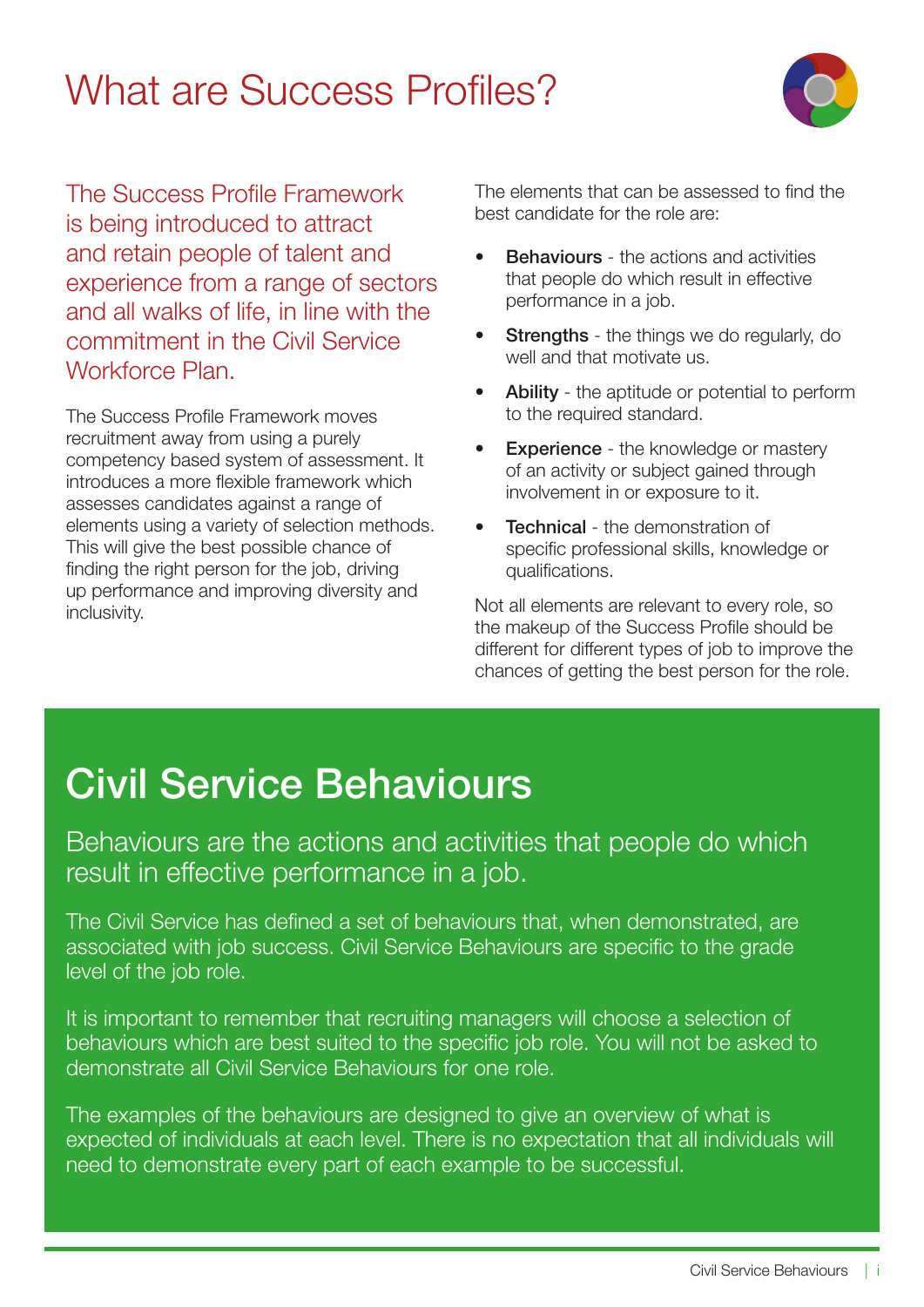# What are Success Profiles?

The Success Profile Framework is being introduced to attract and retain people of talent and experience from a range of sectors and all walks of life, in line with the commitment in the Civil Service Workforce Plan.

The Success Profile Framework moves recruitment away from using a purely competency based system of assessment. It introduces a more flexible framework which assesses candidates against a range of elements using a variety of selection methods. This will give the best possible chance of finding the right person for the job, driving up performance and improving diversity and inclusivity.

The elements that can be assessed to find the best candidate for the role are:

- **Behaviours** - the actions and activities that people do which result in effective performance in a job.
- **Strengths** - the things we do regularly, do well and that motivate us.
- **Ability** - the aptitude or potential to perform to the required standard.
- **Experience** - the knowledge or mastery of an activity or subject gained through involvement in or exposure to it.
- **Technical** - the demonstration of specific professional skills, knowledge or qualifications.

Not all elements are relevant to every role, so the makeup of the Success Profile should be different for different types of job to improve the chances of getting the best person for the role.

## Civil Service Behaviours

Behaviours are the actions and activities that people do which result in effective performance in a job.

The Civil Service has defined a set of behaviours that, when demonstrated, are associated with job success. Civil Service Behaviours are specific to the grade level of the job role.

It is important to remember that recruiting managers will choose a selection of behaviours which are best suited to the specific job role. You will not be asked to demonstrate all Civil Service Behaviours for one role.

The examples of the behaviours are designed to give an overview of what is expected of individuals at each level. There is no expectation that all individuals will need to demonstrate every part of each example to be successful.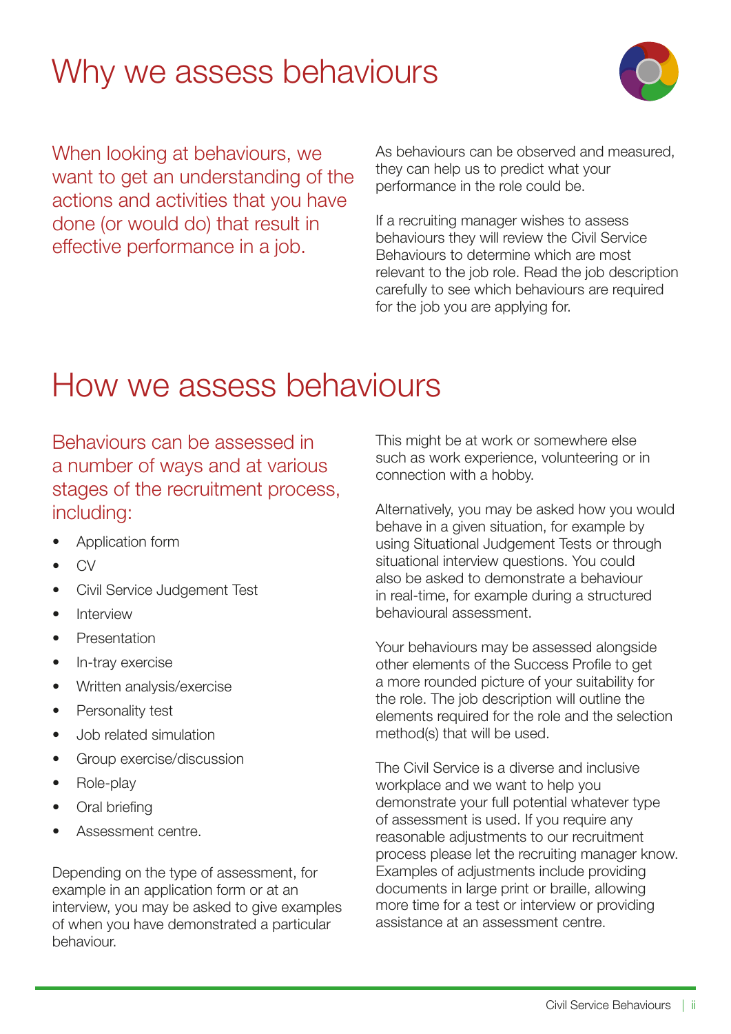# Why we assess behaviours

When looking at behaviours, we want to get an understanding of the actions and activities that you have done (or would do) that result in effective performance in a job.

As behaviours can be observed and measured, they can help us to predict what your performance in the role could be.

If a recruiting manager wishes to assess behaviours they will review the Civil Service Behaviours to determine which are most relevant to the job role. Read the job description carefully to see which behaviours are required for the job you are applying for.

# How we assess behaviours

Behaviours can be assessed in a number of ways and at various stages of the recruitment process, including:

- Application form
- CV
- Civil Service Judgement Test
- Interview
- Presentation
- In-tray exercise
- Written analysis/exercise
- Personality test
- Job related simulation
- Group exercise/discussion
- Role-play
- Oral briefing
- Assessment centre.

Depending on the type of assessment, for example in an application form or at an interview, you may be asked to give examples of when you have demonstrated a particular behaviour. This might be at work or somewhere else such as work experience, volunteering or in connection with a hobby.

Alternatively, you may be asked how you would behave in a given situation, for example by using Situational Judgement Tests or through situational interview questions. You could also be asked to demonstrate a behaviour in real-time, for example during a structured behavioural assessment.

Your behaviours may be assessed alongside other elements of the Success Profile to get a more rounded picture of your suitability for the role. The job description will outline the elements required for the role and the selection method(s) that will be used.

The Civil Service is a diverse and inclusive workplace and we want to help you demonstrate your full potential whatever type of assessment is used. If you require any reasonable adjustments to our recruitment process please let the recruiting manager know. Examples of adjustments include providing documents in large print or braille, allowing more time for a test or interview or providing assistance at an assessment centre.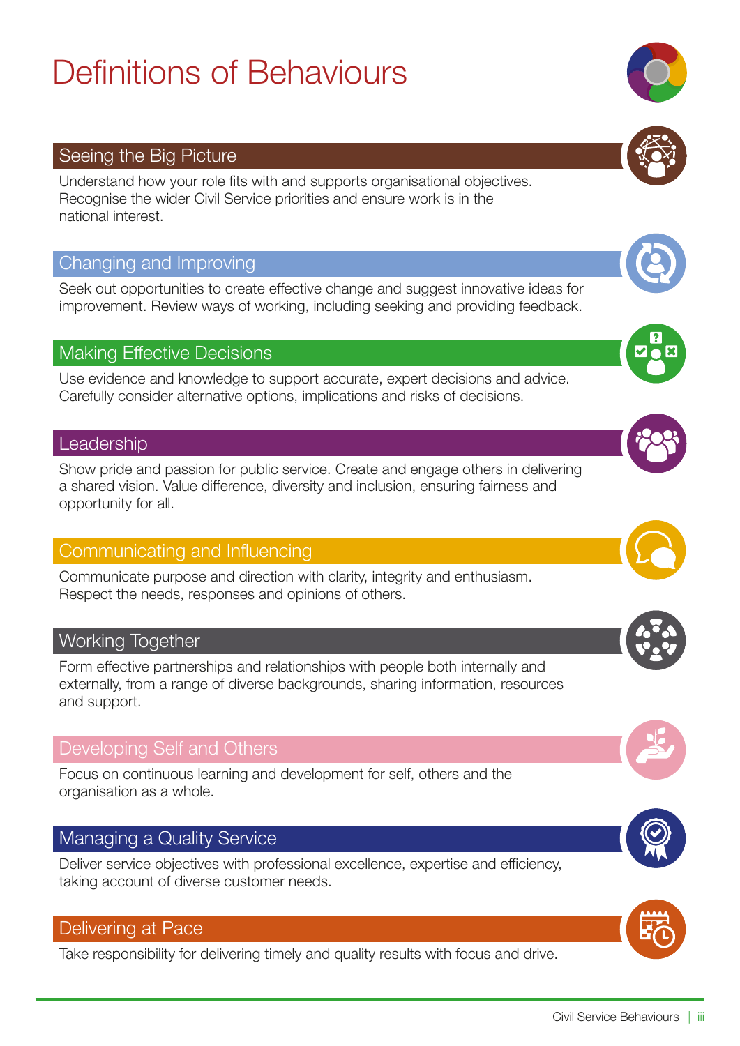# Definitions of Behaviours

## Seeing the Big Picture

Understand how your role fits with and supports organisational objectives. Recognise the wider Civil Service priorities and ensure work is in the national interest.

## Changing and Improving

Seek out opportunities to create effective change and suggest innovative ideas for improvement. Review ways of working, including seeking and providing feedback.

## Making Effective Decisions

Use evidence and knowledge to support accurate, expert decisions and advice. Carefully consider alternative options, implications and risks of decisions.

## Leadership

Show pride and passion for public service. Create and engage others in delivering a shared vision. Value difference, diversity and inclusion, ensuring fairness and opportunity for all.

## Communicating and Influencing

Communicate purpose and direction with clarity, integrity and enthusiasm. Respect the needs, responses and opinions of others.

## Working Together

Form effective partnerships and relationships with people both internally and externally, from a range of diverse backgrounds, sharing information, resources and support.

## Developing Self and Others

Focus on continuous learning and development for self, others and the organisation as a whole.

## Managing a Quality Service

Deliver service objectives with professional excellence, expertise and efficiency, taking account of diverse customer needs.

## Delivering at Pace

Take responsibility for delivering timely and quality results with focus and drive.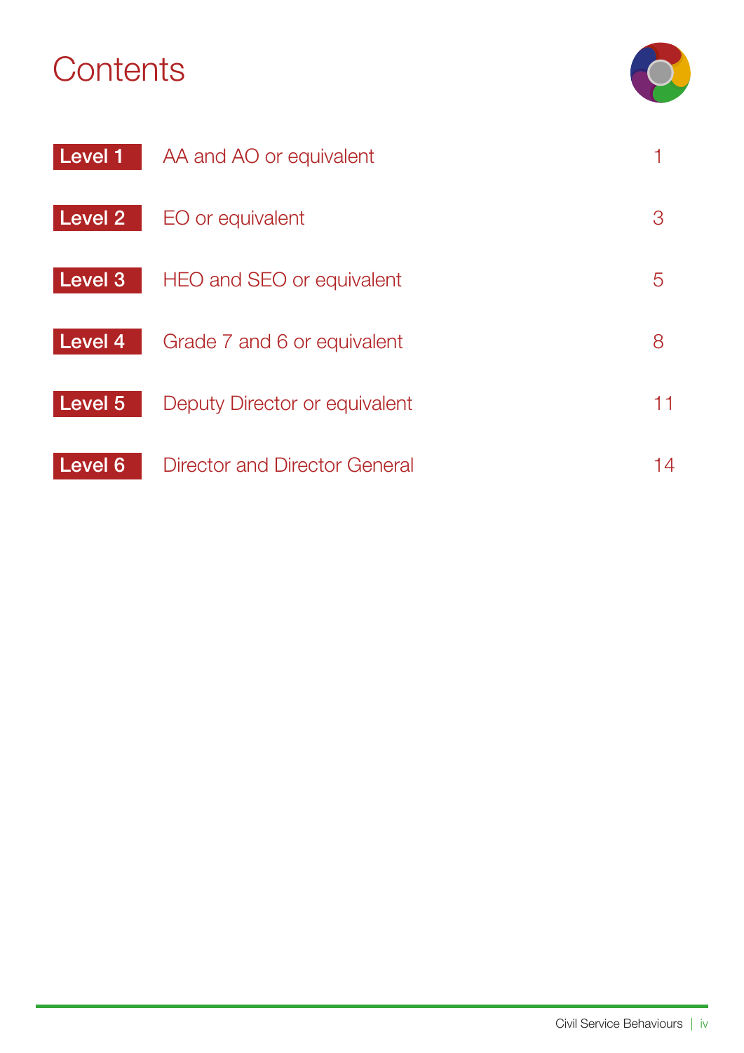# Contents

| | | |
|---|---|---|
| Level 1 | AA and AO or equivalent | 1 |
| Level 2 | EO or equivalent | 3 |
| Level 3 | HEO and SEO or equivalent | 5 |
| Level 4 | Grade 7 and 6 or equivalent | 8 |
| Level 5 | Deputy Director or equivalent | 11 |
| Level 6 | Director and Director General | 14 |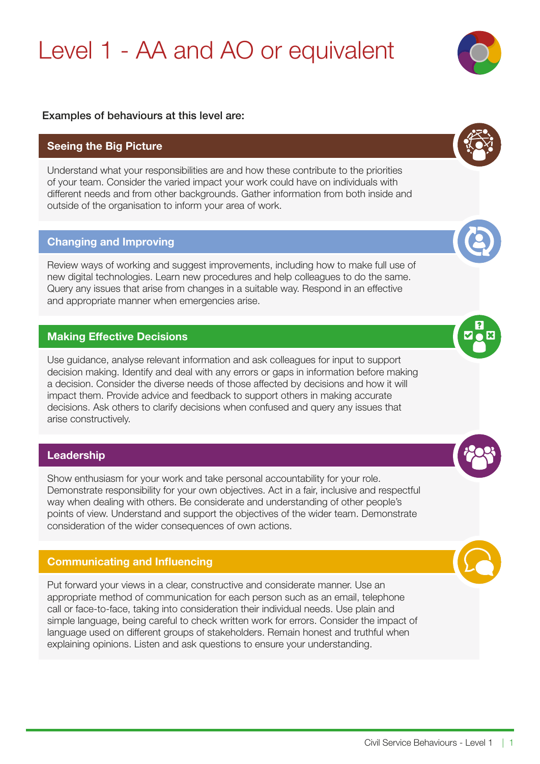# Level 1 - AA and AO or equivalent

**Examples of behaviours at this level are:**

## Seeing the Big Picture

Understand what your responsibilities are and how these contribute to the priorities of your team. Consider the varied impact your work could have on individuals with different needs and from other backgrounds. Gather information from both inside and outside of the organisation to inform your area of work.

## Changing and Improving

Review ways of working and suggest improvements, including how to make full use of new digital technologies. Learn new procedures and help colleagues to do the same. Query any issues that arise from changes in a suitable way. Respond in an effective and appropriate manner when emergencies arise.

## Making Effective Decisions

Use guidance, analyse relevant information and ask colleagues for input to support decision making. Identify and deal with any errors or gaps in information before making a decision. Consider the diverse needs of those affected by decisions and how it will impact them. Provide advice and feedback to support others in making accurate decisions. Ask others to clarify decisions when confused and query any issues that arise constructively.

## Leadership

Show enthusiasm for your work and take personal accountability for your role. Demonstrate responsibility for your own objectives. Act in a fair, inclusive and respectful way when dealing with others. Be considerate and understanding of other people's points of view. Understand and support the objectives of the wider team. Demonstrate consideration of the wider consequences of own actions.

## Communicating and Influencing

Put forward your views in a clear, constructive and considerate manner. Use an appropriate method of communication for each person such as an email, telephone call or face-to-face, taking into consideration their individual needs. Use plain and simple language, being careful to check written work for errors. Consider the impact of language used on different groups of stakeholders. Remain honest and truthful when explaining opinions. Listen and ask questions to ensure your understanding.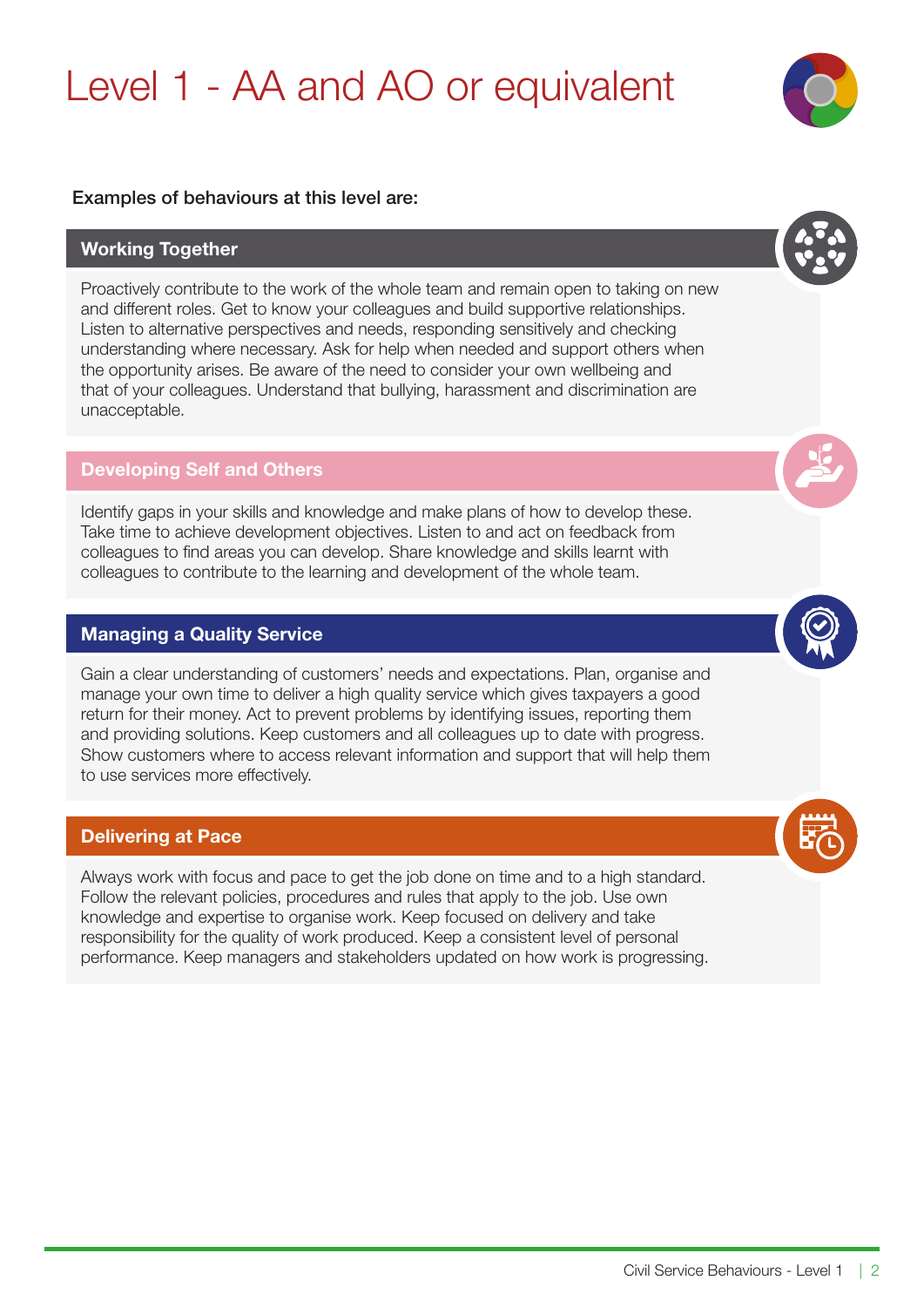# Level 1 - AA and AO or equivalent

**Examples of behaviours at this level are:**

## Working Together

Proactively contribute to the work of the whole team and remain open to taking on new and different roles. Get to know your colleagues and build supportive relationships. Listen to alternative perspectives and needs, responding sensitively and checking understanding where necessary. Ask for help when needed and support others when the opportunity arises. Be aware of the need to consider your own wellbeing and that of your colleagues. Understand that bullying, harassment and discrimination are unacceptable.

## Developing Self and Others

Identify gaps in your skills and knowledge and make plans of how to develop these. Take time to achieve development objectives. Listen to and act on feedback from colleagues to find areas you can develop. Share knowledge and skills learnt with colleagues to contribute to the learning and development of the whole team.

## Managing a Quality Service

Gain a clear understanding of customers' needs and expectations. Plan, organise and manage your own time to deliver a high quality service which gives taxpayers a good return for their money. Act to prevent problems by identifying issues, reporting them and providing solutions. Keep customers and all colleagues up to date with progress. Show customers where to access relevant information and support that will help them to use services more effectively.

## Delivering at Pace

Always work with focus and pace to get the job done on time and to a high standard. Follow the relevant policies, procedures and rules that apply to the job. Use own knowledge and expertise to organise work. Keep focused on delivery and take responsibility for the quality of work produced. Keep a consistent level of personal performance. Keep managers and stakeholders updated on how work is progressing.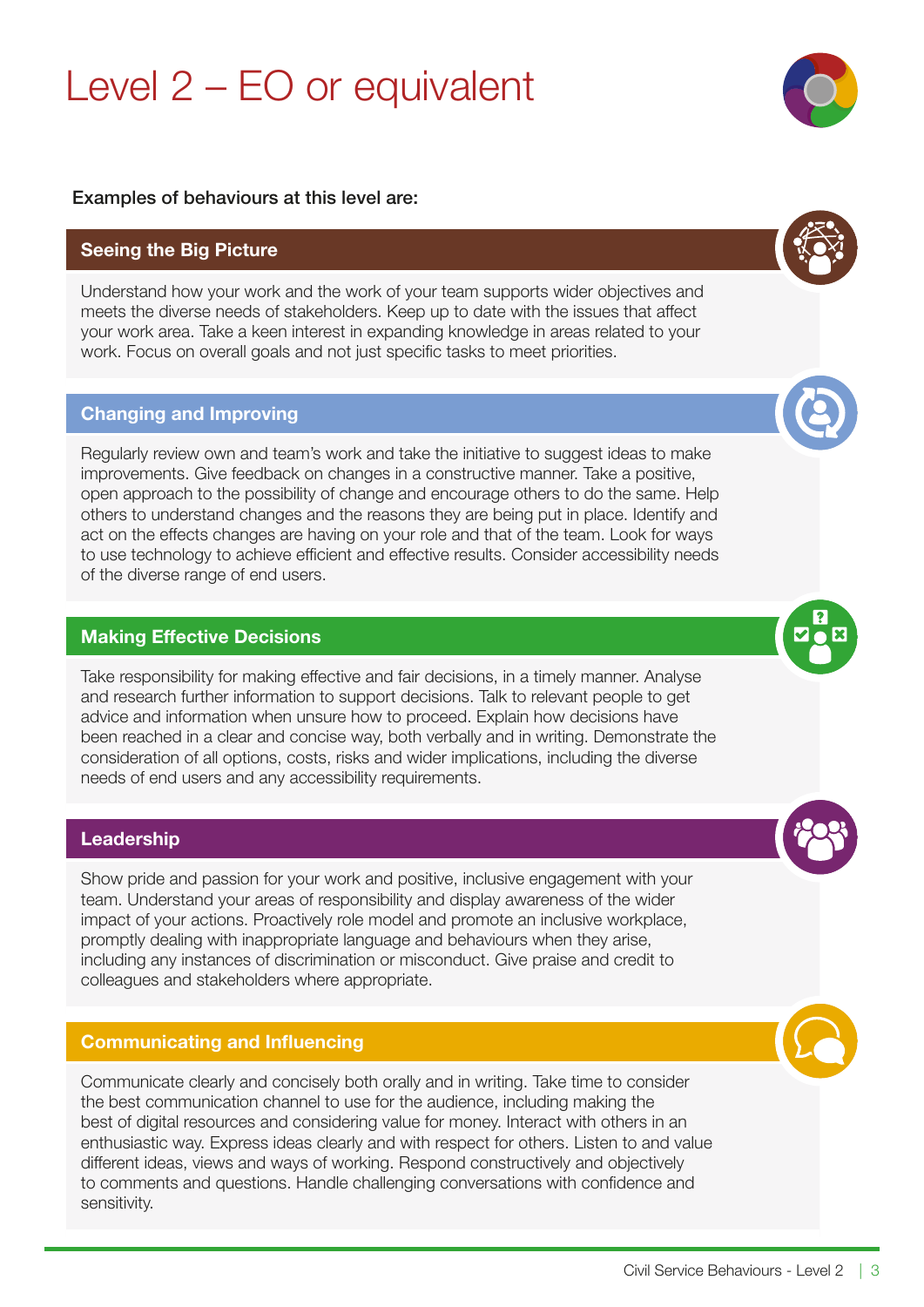# Level 2 – EO or equivalent

**Examples of behaviours at this level are:**

## Seeing the Big Picture

Understand how your work and the work of your team supports wider objectives and meets the diverse needs of stakeholders. Keep up to date with the issues that affect your work area. Take a keen interest in expanding knowledge in areas related to your work. Focus on overall goals and not just specific tasks to meet priorities.

## Changing and Improving

Regularly review own and team's work and take the initiative to suggest ideas to make improvements. Give feedback on changes in a constructive manner. Take a positive, open approach to the possibility of change and encourage others to do the same. Help others to understand changes and the reasons they are being put in place. Identify and act on the effects changes are having on your role and that of the team. Look for ways to use technology to achieve efficient and effective results. Consider accessibility needs of the diverse range of end users.

## Making Effective Decisions

Take responsibility for making effective and fair decisions, in a timely manner. Analyse and research further information to support decisions. Talk to relevant people to get advice and information when unsure how to proceed. Explain how decisions have been reached in a clear and concise way, both verbally and in writing. Demonstrate the consideration of all options, costs, risks and wider implications, including the diverse needs of end users and any accessibility requirements.

## Leadership

Show pride and passion for your work and positive, inclusive engagement with your team. Understand your areas of responsibility and display awareness of the wider impact of your actions. Proactively role model and promote an inclusive workplace, promptly dealing with inappropriate language and behaviours when they arise, including any instances of discrimination or misconduct. Give praise and credit to colleagues and stakeholders where appropriate.

## Communicating and Influencing

Communicate clearly and concisely both orally and in writing. Take time to consider the best communication channel to use for the audience, including making the best of digital resources and considering value for money. Interact with others in an enthusiastic way. Express ideas clearly and with respect for others. Listen to and value different ideas, views and ways of working. Respond constructively and objectively to comments and questions. Handle challenging conversations with confidence and sensitivity.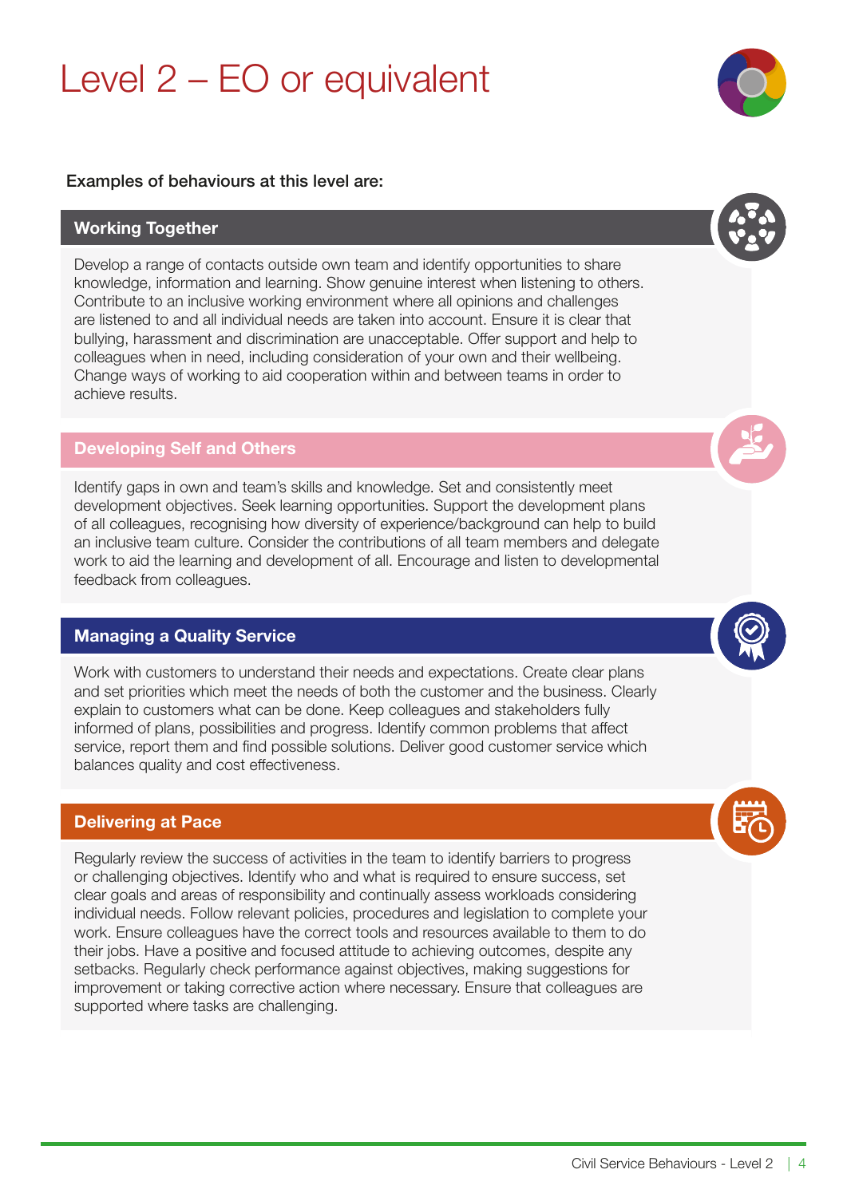# Level 2 – EO or equivalent

**Examples of behaviours at this level are:**

## Working Together

Develop a range of contacts outside own team and identify opportunities to share knowledge, information and learning. Show genuine interest when listening to others. Contribute to an inclusive working environment where all opinions and challenges are listened to and all individual needs are taken into account. Ensure it is clear that bullying, harassment and discrimination are unacceptable. Offer support and help to colleagues when in need, including consideration of your own and their wellbeing. Change ways of working to aid cooperation within and between teams in order to achieve results.

## Developing Self and Others

Identify gaps in own and team's skills and knowledge. Set and consistently meet development objectives. Seek learning opportunities. Support the development plans of all colleagues, recognising how diversity of experience/background can help to build an inclusive team culture. Consider the contributions of all team members and delegate work to aid the learning and development of all. Encourage and listen to developmental feedback from colleagues.

## Managing a Quality Service

Work with customers to understand their needs and expectations. Create clear plans and set priorities which meet the needs of both the customer and the business. Clearly explain to customers what can be done. Keep colleagues and stakeholders fully informed of plans, possibilities and progress. Identify common problems that affect service, report them and find possible solutions. Deliver good customer service which balances quality and cost effectiveness.

## Delivering at Pace

Regularly review the success of activities in the team to identify barriers to progress or challenging objectives. Identify who and what is required to ensure success, set clear goals and areas of responsibility and continually assess workloads considering individual needs. Follow relevant policies, procedures and legislation to complete your work. Ensure colleagues have the correct tools and resources available to them to do their jobs. Have a positive and focused attitude to achieving outcomes, despite any setbacks. Regularly check performance against objectives, making suggestions for improvement or taking corrective action where necessary. Ensure that colleagues are supported where tasks are challenging.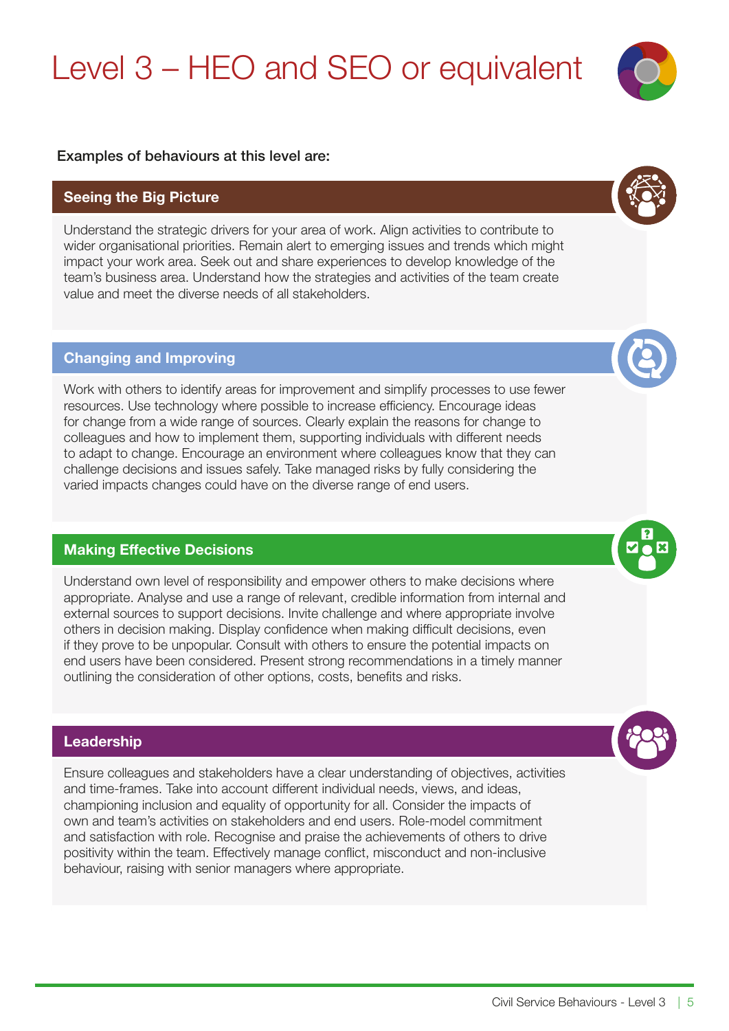# Level 3 – HEO and SEO or equivalent

**Examples of behaviours at this level are:**

## Seeing the Big Picture

Understand the strategic drivers for your area of work. Align activities to contribute to wider organisational priorities. Remain alert to emerging issues and trends which might impact your work area. Seek out and share experiences to develop knowledge of the team's business area. Understand how the strategies and activities of the team create value and meet the diverse needs of all stakeholders.

## Changing and Improving

Work with others to identify areas for improvement and simplify processes to use fewer resources. Use technology where possible to increase efficiency. Encourage ideas for change from a wide range of sources. Clearly explain the reasons for change to colleagues and how to implement them, supporting individuals with different needs to adapt to change. Encourage an environment where colleagues know that they can challenge decisions and issues safely. Take managed risks by fully considering the varied impacts changes could have on the diverse range of end users.

## Making Effective Decisions

Understand own level of responsibility and empower others to make decisions where appropriate. Analyse and use a range of relevant, credible information from internal and external sources to support decisions. Invite challenge and where appropriate involve others in decision making. Display confidence when making difficult decisions, even if they prove to be unpopular. Consult with others to ensure the potential impacts on end users have been considered. Present strong recommendations in a timely manner outlining the consideration of other options, costs, benefits and risks.

## Leadership

Ensure colleagues and stakeholders have a clear understanding of objectives, activities and time-frames. Take into account different individual needs, views, and ideas, championing inclusion and equality of opportunity for all. Consider the impacts of own and team's activities on stakeholders and end users. Role-model commitment and satisfaction with role. Recognise and praise the achievements of others to drive positivity within the team. Effectively manage conflict, misconduct and non-inclusive behaviour, raising with senior managers where appropriate.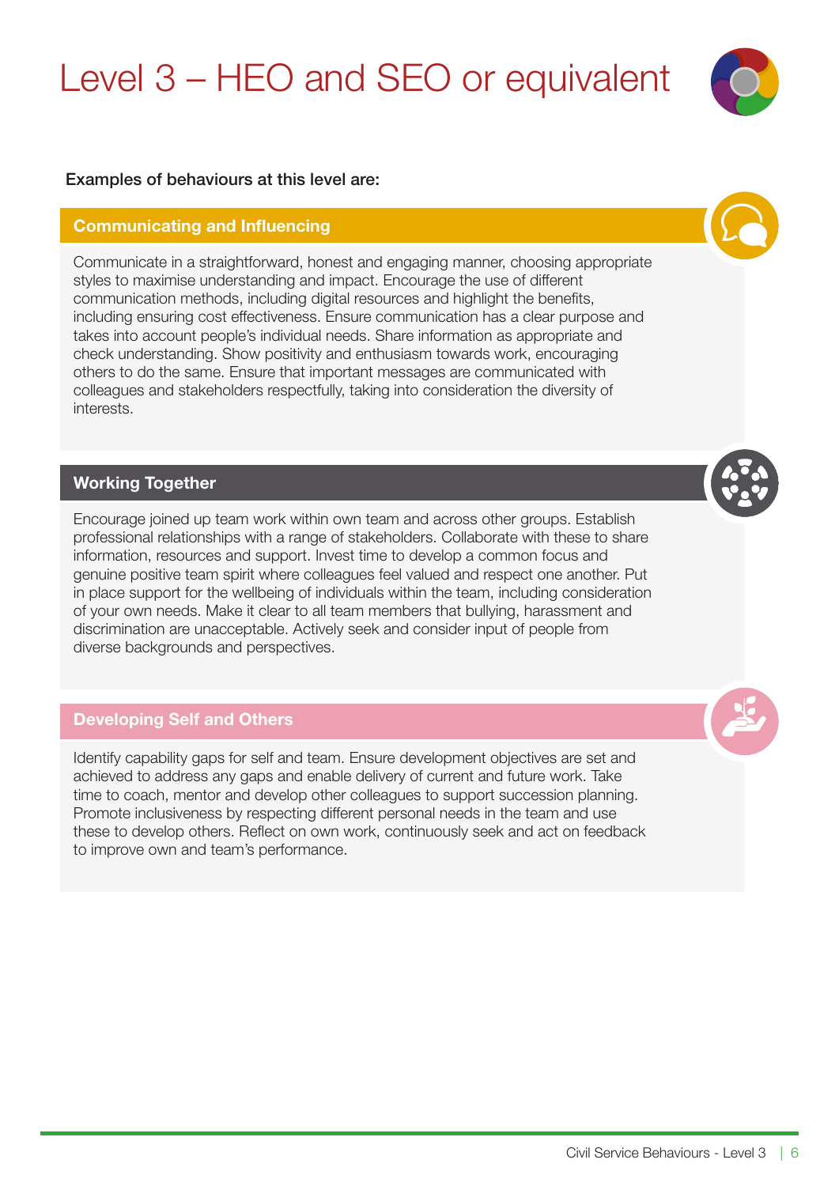# Level 3 – HEO and SEO or equivalent

**Examples of behaviours at this level are:**

## Communicating and Influencing

Communicate in a straightforward, honest and engaging manner, choosing appropriate styles to maximise understanding and impact. Encourage the use of different communication methods, including digital resources and highlight the benefits, including ensuring cost effectiveness. Ensure communication has a clear purpose and takes into account people's individual needs. Share information as appropriate and check understanding. Show positivity and enthusiasm towards work, encouraging others to do the same. Ensure that important messages are communicated with colleagues and stakeholders respectfully, taking into consideration the diversity of interests.

## Working Together

Encourage joined up team work within own team and across other groups. Establish professional relationships with a range of stakeholders. Collaborate with these to share information, resources and support. Invest time to develop a common focus and genuine positive team spirit where colleagues feel valued and respect one another. Put in place support for the wellbeing of individuals within the team, including consideration of your own needs. Make it clear to all team members that bullying, harassment and discrimination are unacceptable. Actively seek and consider input of people from diverse backgrounds and perspectives.

## Developing Self and Others

Identify capability gaps for self and team. Ensure development objectives are set and achieved to address any gaps and enable delivery of current and future work. Take time to coach, mentor and develop other colleagues to support succession planning. Promote inclusiveness by respecting different personal needs in the team and use these to develop others. Reflect on own work, continuously seek and act on feedback to improve own and team's performance.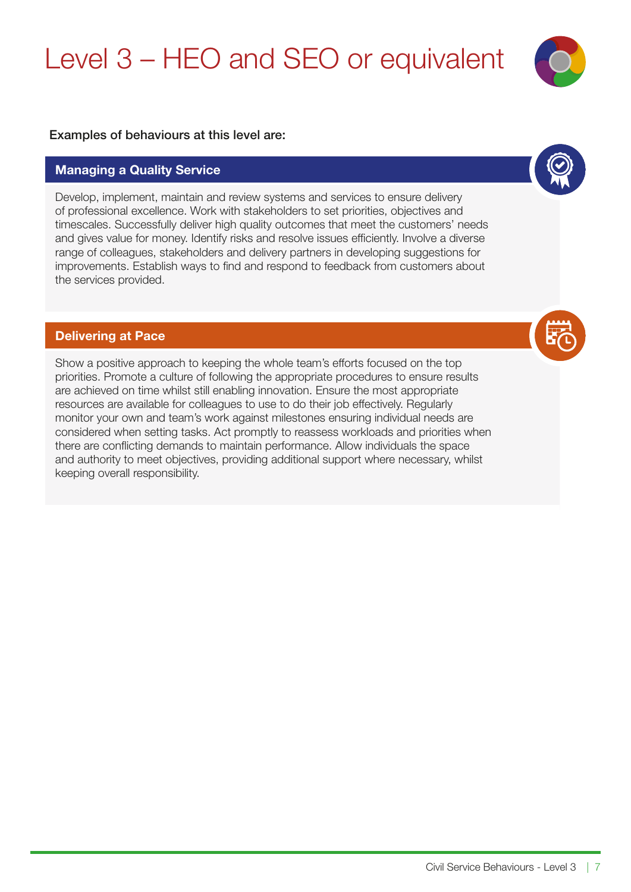# Level 3 – HEO and SEO or equivalent

**Examples of behaviours at this level are:**

## Managing a Quality Service

Develop, implement, maintain and review systems and services to ensure delivery of professional excellence. Work with stakeholders to set priorities, objectives and timescales. Successfully deliver high quality outcomes that meet the customers' needs and gives value for money. Identify risks and resolve issues efficiently. Involve a diverse range of colleagues, stakeholders and delivery partners in developing suggestions for improvements. Establish ways to find and respond to feedback from customers about the services provided.

## Delivering at Pace

Show a positive approach to keeping the whole team's efforts focused on the top priorities. Promote a culture of following the appropriate procedures to ensure results are achieved on time whilst still enabling innovation. Ensure the most appropriate resources are available for colleagues to use to do their job effectively. Regularly monitor your own and team's work against milestones ensuring individual needs are considered when setting tasks. Act promptly to reassess workloads and priorities when there are conflicting demands to maintain performance. Allow individuals the space and authority to meet objectives, providing additional support where necessary, whilst keeping overall responsibility.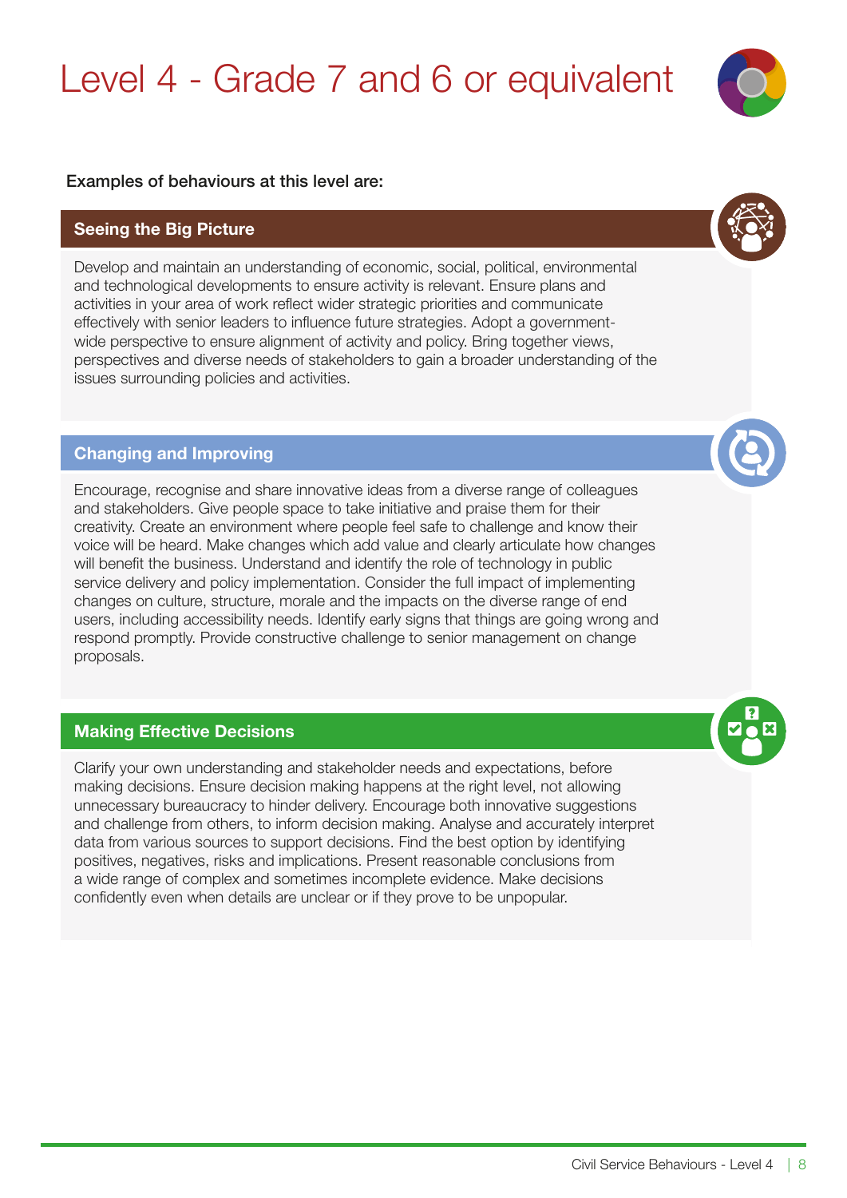# Level 4 - Grade 7 and 6 or equivalent

**Examples of behaviours at this level are:**

## Seeing the Big Picture

Develop and maintain an understanding of economic, social, political, environmental and technological developments to ensure activity is relevant. Ensure plans and activities in your area of work reflect wider strategic priorities and communicate effectively with senior leaders to influence future strategies. Adopt a government-wide perspective to ensure alignment of activity and policy. Bring together views, perspectives and diverse needs of stakeholders to gain a broader understanding of the issues surrounding policies and activities.

## Changing and Improving

Encourage, recognise and share innovative ideas from a diverse range of colleagues and stakeholders. Give people space to take initiative and praise them for their creativity. Create an environment where people feel safe to challenge and know their voice will be heard. Make changes which add value and clearly articulate how changes will benefit the business. Understand and identify the role of technology in public service delivery and policy implementation. Consider the full impact of implementing changes on culture, structure, morale and the impacts on the diverse range of end users, including accessibility needs. Identify early signs that things are going wrong and respond promptly. Provide constructive challenge to senior management on change proposals.

## Making Effective Decisions

Clarify your own understanding and stakeholder needs and expectations, before making decisions. Ensure decision making happens at the right level, not allowing unnecessary bureaucracy to hinder delivery. Encourage both innovative suggestions and challenge from others, to inform decision making. Analyse and accurately interpret data from various sources to support decisions. Find the best option by identifying positives, negatives, risks and implications. Present reasonable conclusions from a wide range of complex and sometimes incomplete evidence. Make decisions confidently even when details are unclear or if they prove to be unpopular.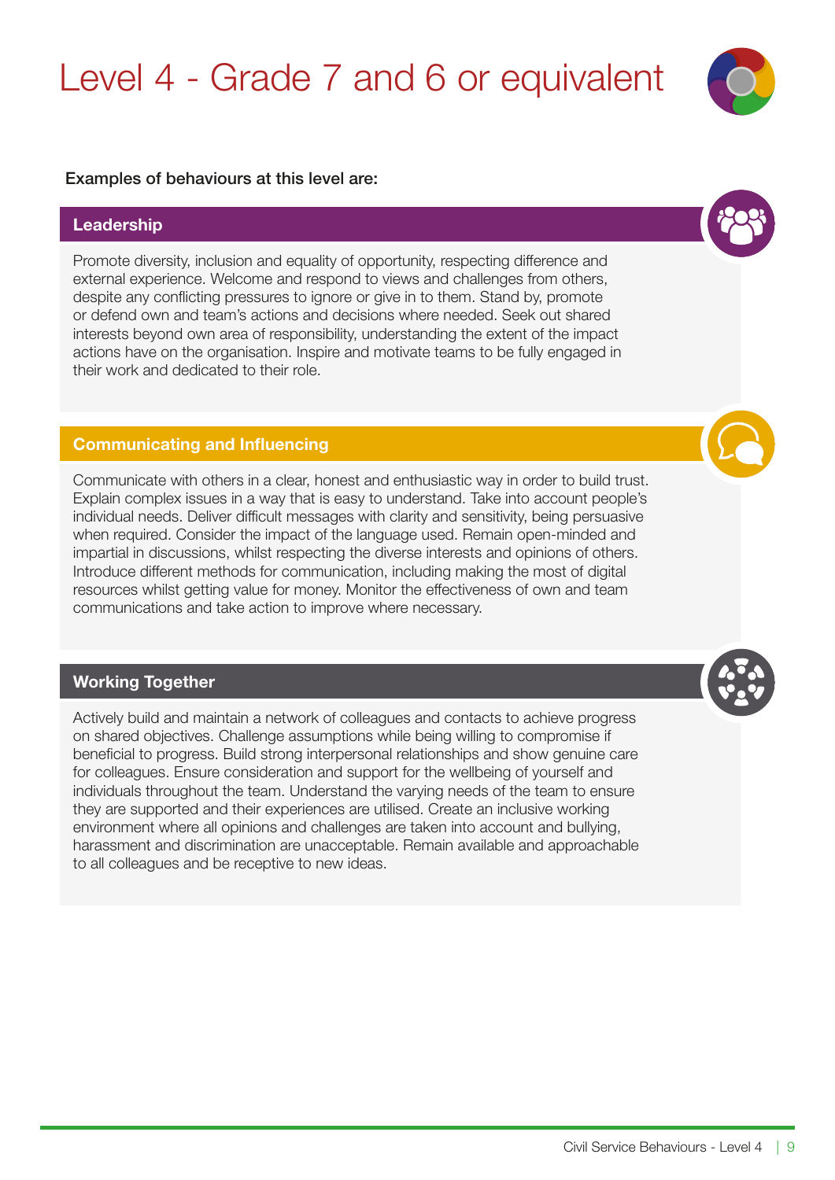# Level 4 - Grade 7 and 6 or equivalent

**Examples of behaviours at this level are:**

## Leadership

Promote diversity, inclusion and equality of opportunity, respecting difference and external experience. Welcome and respond to views and challenges from others, despite any conflicting pressures to ignore or give in to them. Stand by, promote or defend own and team's actions and decisions where needed. Seek out shared interests beyond own area of responsibility, understanding the extent of the impact actions have on the organisation. Inspire and motivate teams to be fully engaged in their work and dedicated to their role.

## Communicating and Influencing

Communicate with others in a clear, honest and enthusiastic way in order to build trust. Explain complex issues in a way that is easy to understand. Take into account people's individual needs. Deliver difficult messages with clarity and sensitivity, being persuasive when required. Consider the impact of the language used. Remain open-minded and impartial in discussions, whilst respecting the diverse interests and opinions of others. Introduce different methods for communication, including making the most of digital resources whilst getting value for money. Monitor the effectiveness of own and team communications and take action to improve where necessary.

## Working Together

Actively build and maintain a network of colleagues and contacts to achieve progress on shared objectives. Challenge assumptions while being willing to compromise if beneficial to progress. Build strong interpersonal relationships and show genuine care for colleagues. Ensure consideration and support for the wellbeing of yourself and individuals throughout the team. Understand the varying needs of the team to ensure they are supported and their experiences are utilised. Create an inclusive working environment where all opinions and challenges are taken into account and bullying, harassment and discrimination are unacceptable. Remain available and approachable to all colleagues and be receptive to new ideas.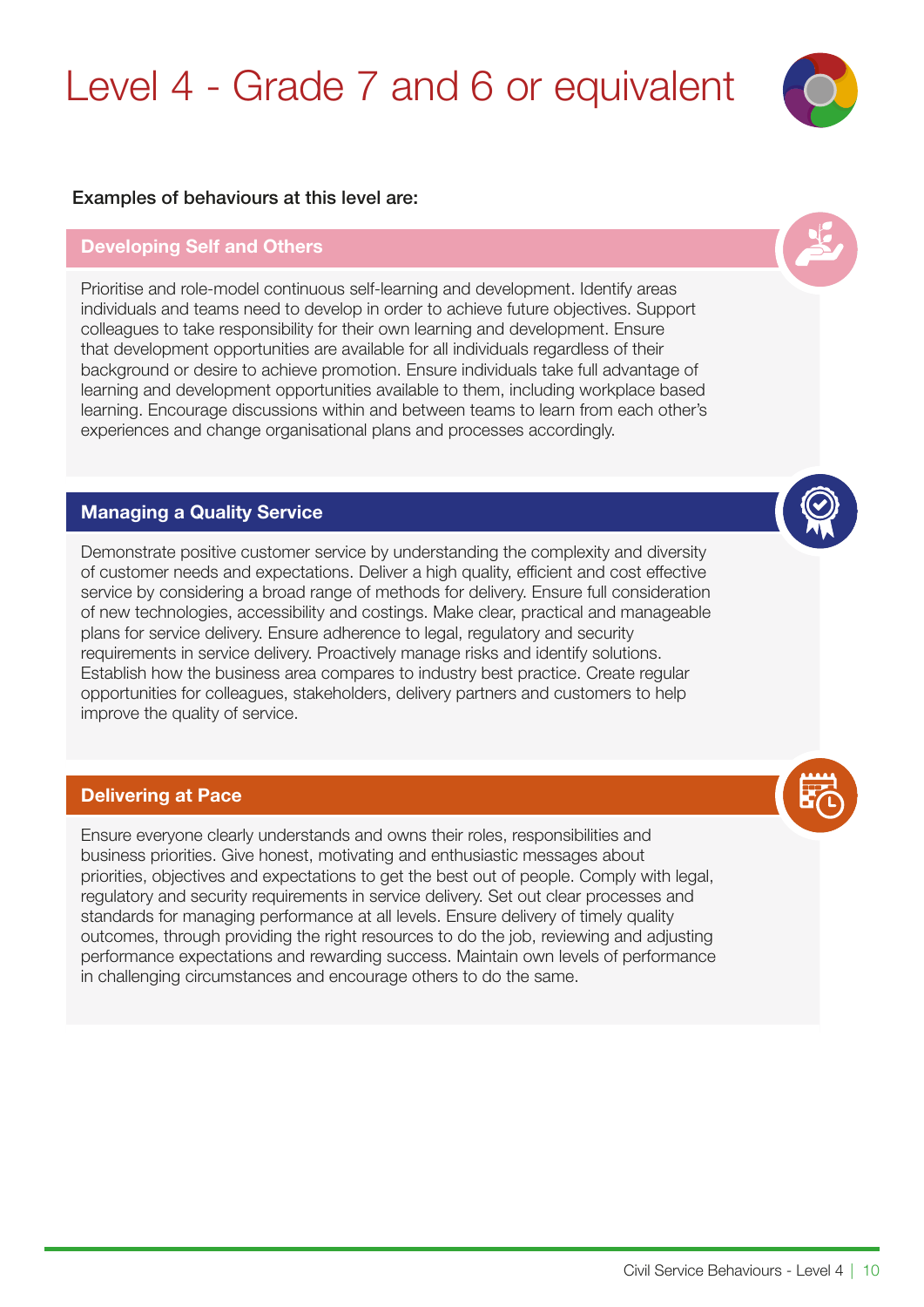# Level 4 - Grade 7 and 6 or equivalent

**Examples of behaviours at this level are:**

## Developing Self and Others

Prioritise and role-model continuous self-learning and development. Identify areas individuals and teams need to develop in order to achieve future objectives. Support colleagues to take responsibility for their own learning and development. Ensure that development opportunities are available for all individuals regardless of their background or desire to achieve promotion. Ensure individuals take full advantage of learning and development opportunities available to them, including workplace based learning. Encourage discussions within and between teams to learn from each other's experiences and change organisational plans and processes accordingly.

## Managing a Quality Service

Demonstrate positive customer service by understanding the complexity and diversity of customer needs and expectations. Deliver a high quality, efficient and cost effective service by considering a broad range of methods for delivery. Ensure full consideration of new technologies, accessibility and costings. Make clear, practical and manageable plans for service delivery. Ensure adherence to legal, regulatory and security requirements in service delivery. Proactively manage risks and identify solutions. Establish how the business area compares to industry best practice. Create regular opportunities for colleagues, stakeholders, delivery partners and customers to help improve the quality of service.

## Delivering at Pace

Ensure everyone clearly understands and owns their roles, responsibilities and business priorities. Give honest, motivating and enthusiastic messages about priorities, objectives and expectations to get the best out of people. Comply with legal, regulatory and security requirements in service delivery. Set out clear processes and standards for managing performance at all levels. Ensure delivery of timely quality outcomes, through providing the right resources to do the job, reviewing and adjusting performance expectations and rewarding success. Maintain own levels of performance in challenging circumstances and encourage others to do the same.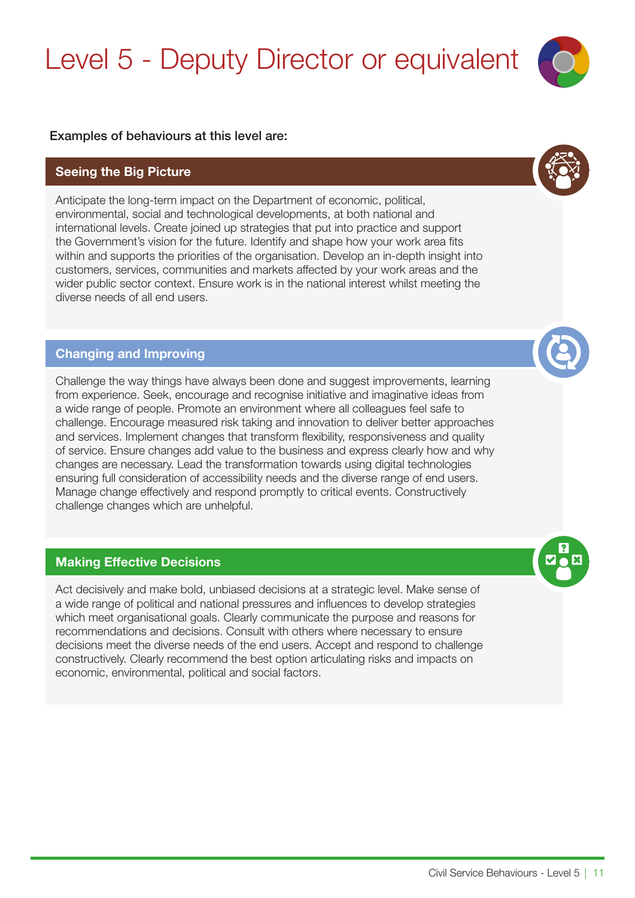# Level 5 - Deputy Director or equivalent

**Examples of behaviours at this level are:**

## Seeing the Big Picture

Anticipate the long-term impact on the Department of economic, political, environmental, social and technological developments, at both national and international levels. Create joined up strategies that put into practice and support the Government's vision for the future. Identify and shape how your work area fits within and supports the priorities of the organisation. Develop an in-depth insight into customers, services, communities and markets affected by your work areas and the wider public sector context. Ensure work is in the national interest whilst meeting the diverse needs of all end users.

## Changing and Improving

Challenge the way things have always been done and suggest improvements, learning from experience. Seek, encourage and recognise initiative and imaginative ideas from a wide range of people. Promote an environment where all colleagues feel safe to challenge. Encourage measured risk taking and innovation to deliver better approaches and services. Implement changes that transform flexibility, responsiveness and quality of service. Ensure changes add value to the business and express clearly how and why changes are necessary. Lead the transformation towards using digital technologies ensuring full consideration of accessibility needs and the diverse range of end users. Manage change effectively and respond promptly to critical events. Constructively challenge changes which are unhelpful.

## Making Effective Decisions

Act decisively and make bold, unbiased decisions at a strategic level. Make sense of a wide range of political and national pressures and influences to develop strategies which meet organisational goals. Clearly communicate the purpose and reasons for recommendations and decisions. Consult with others where necessary to ensure decisions meet the diverse needs of the end users. Accept and respond to challenge constructively. Clearly recommend the best option articulating risks and impacts on economic, environmental, political and social factors.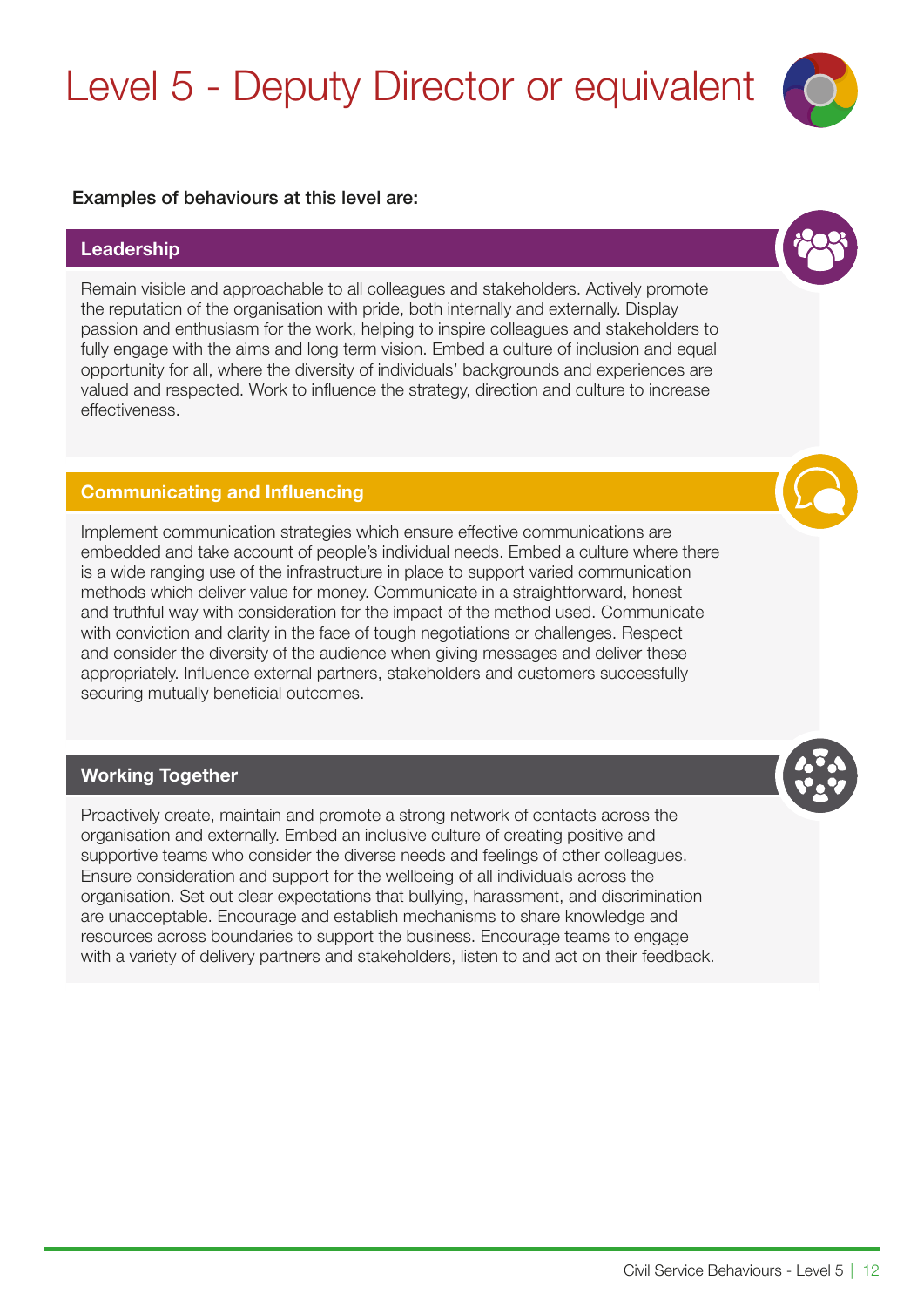# Level 5 - Deputy Director or equivalent

**Examples of behaviours at this level are:**

## Leadership

Remain visible and approachable to all colleagues and stakeholders. Actively promote the reputation of the organisation with pride, both internally and externally. Display passion and enthusiasm for the work, helping to inspire colleagues and stakeholders to fully engage with the aims and long term vision. Embed a culture of inclusion and equal opportunity for all, where the diversity of individuals' backgrounds and experiences are valued and respected. Work to influence the strategy, direction and culture to increase effectiveness.

## Communicating and Influencing

Implement communication strategies which ensure effective communications are embedded and take account of people's individual needs. Embed a culture where there is a wide ranging use of the infrastructure in place to support varied communication methods which deliver value for money. Communicate in a straightforward, honest and truthful way with consideration for the impact of the method used. Communicate with conviction and clarity in the face of tough negotiations or challenges. Respect and consider the diversity of the audience when giving messages and deliver these appropriately. Influence external partners, stakeholders and customers successfully securing mutually beneficial outcomes.

## Working Together

Proactively create, maintain and promote a strong network of contacts across the organisation and externally. Embed an inclusive culture of creating positive and supportive teams who consider the diverse needs and feelings of other colleagues. Ensure consideration and support for the wellbeing of all individuals across the organisation. Set out clear expectations that bullying, harassment, and discrimination are unacceptable. Encourage and establish mechanisms to share knowledge and resources across boundaries to support the business. Encourage teams to engage with a variety of delivery partners and stakeholders, listen to and act on their feedback.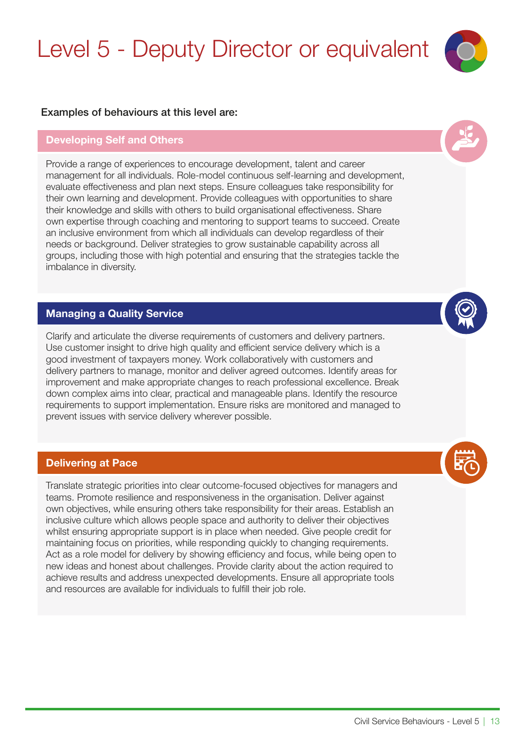# Level 5 - Deputy Director or equivalent

**Examples of behaviours at this level are:**

## Developing Self and Others

Provide a range of experiences to encourage development, talent and career management for all individuals. Role-model continuous self-learning and development, evaluate effectiveness and plan next steps. Ensure colleagues take responsibility for their own learning and development. Provide colleagues with opportunities to share their knowledge and skills with others to build organisational effectiveness. Share own expertise through coaching and mentoring to support teams to succeed. Create an inclusive environment from which all individuals can develop regardless of their needs or background. Deliver strategies to grow sustainable capability across all groups, including those with high potential and ensuring that the strategies tackle the imbalance in diversity.

## Managing a Quality Service

Clarify and articulate the diverse requirements of customers and delivery partners. Use customer insight to drive high quality and efficient service delivery which is a good investment of taxpayers money. Work collaboratively with customers and delivery partners to manage, monitor and deliver agreed outcomes. Identify areas for improvement and make appropriate changes to reach professional excellence. Break down complex aims into clear, practical and manageable plans. Identify the resource requirements to support implementation. Ensure risks are monitored and managed to prevent issues with service delivery wherever possible.

## Delivering at Pace

Translate strategic priorities into clear outcome-focused objectives for managers and teams. Promote resilience and responsiveness in the organisation. Deliver against own objectives, while ensuring others take responsibility for their areas. Establish an inclusive culture which allows people space and authority to deliver their objectives whilst ensuring appropriate support is in place when needed. Give people credit for maintaining focus on priorities, while responding quickly to changing requirements. Act as a role model for delivery by showing efficiency and focus, while being open to new ideas and honest about challenges. Provide clarity about the action required to achieve results and address unexpected developments. Ensure all appropriate tools and resources are available for individuals to fulfill their job role.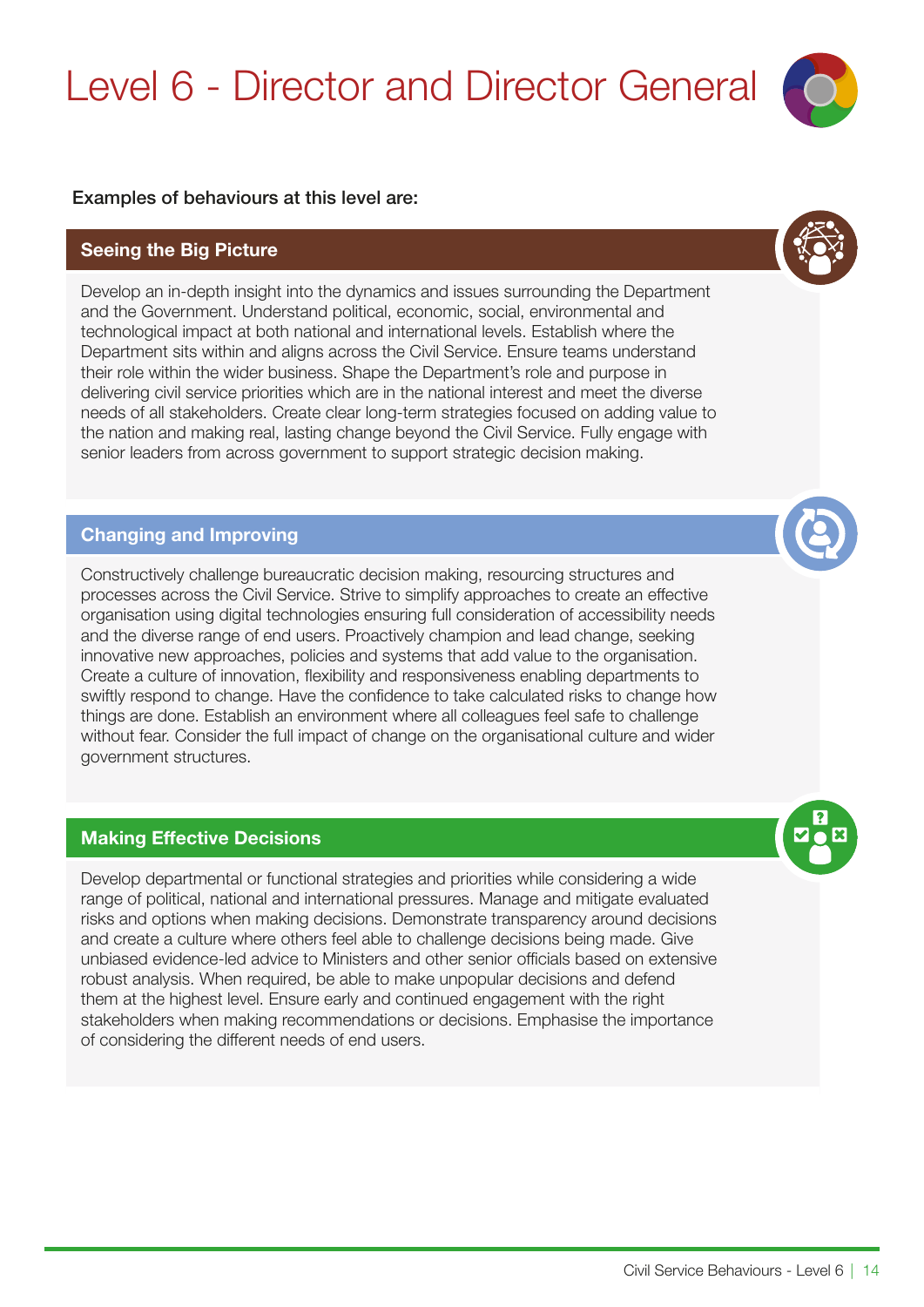# Level 6 - Director and Director General

**Examples of behaviours at this level are:**

## Seeing the Big Picture

Develop an in-depth insight into the dynamics and issues surrounding the Department and the Government. Understand political, economic, social, environmental and technological impact at both national and international levels. Establish where the Department sits within and aligns across the Civil Service. Ensure teams understand their role within the wider business. Shape the Department's role and purpose in delivering civil service priorities which are in the national interest and meet the diverse needs of all stakeholders. Create clear long-term strategies focused on adding value to the nation and making real, lasting change beyond the Civil Service. Fully engage with senior leaders from across government to support strategic decision making.

## Changing and Improving

Constructively challenge bureaucratic decision making, resourcing structures and processes across the Civil Service. Strive to simplify approaches to create an effective organisation using digital technologies ensuring full consideration of accessibility needs and the diverse range of end users. Proactively champion and lead change, seeking innovative new approaches, policies and systems that add value to the organisation. Create a culture of innovation, flexibility and responsiveness enabling departments to swiftly respond to change. Have the confidence to take calculated risks to change how things are done. Establish an environment where all colleagues feel safe to challenge without fear. Consider the full impact of change on the organisational culture and wider government structures.

## Making Effective Decisions

Develop departmental or functional strategies and priorities while considering a wide range of political, national and international pressures. Manage and mitigate evaluated risks and options when making decisions. Demonstrate transparency around decisions and create a culture where others feel able to challenge decisions being made. Give unbiased evidence-led advice to Ministers and other senior officials based on extensive robust analysis. When required, be able to make unpopular decisions and defend them at the highest level. Ensure early and continued engagement with the right stakeholders when making recommendations or decisions. Emphasise the importance of considering the different needs of end users.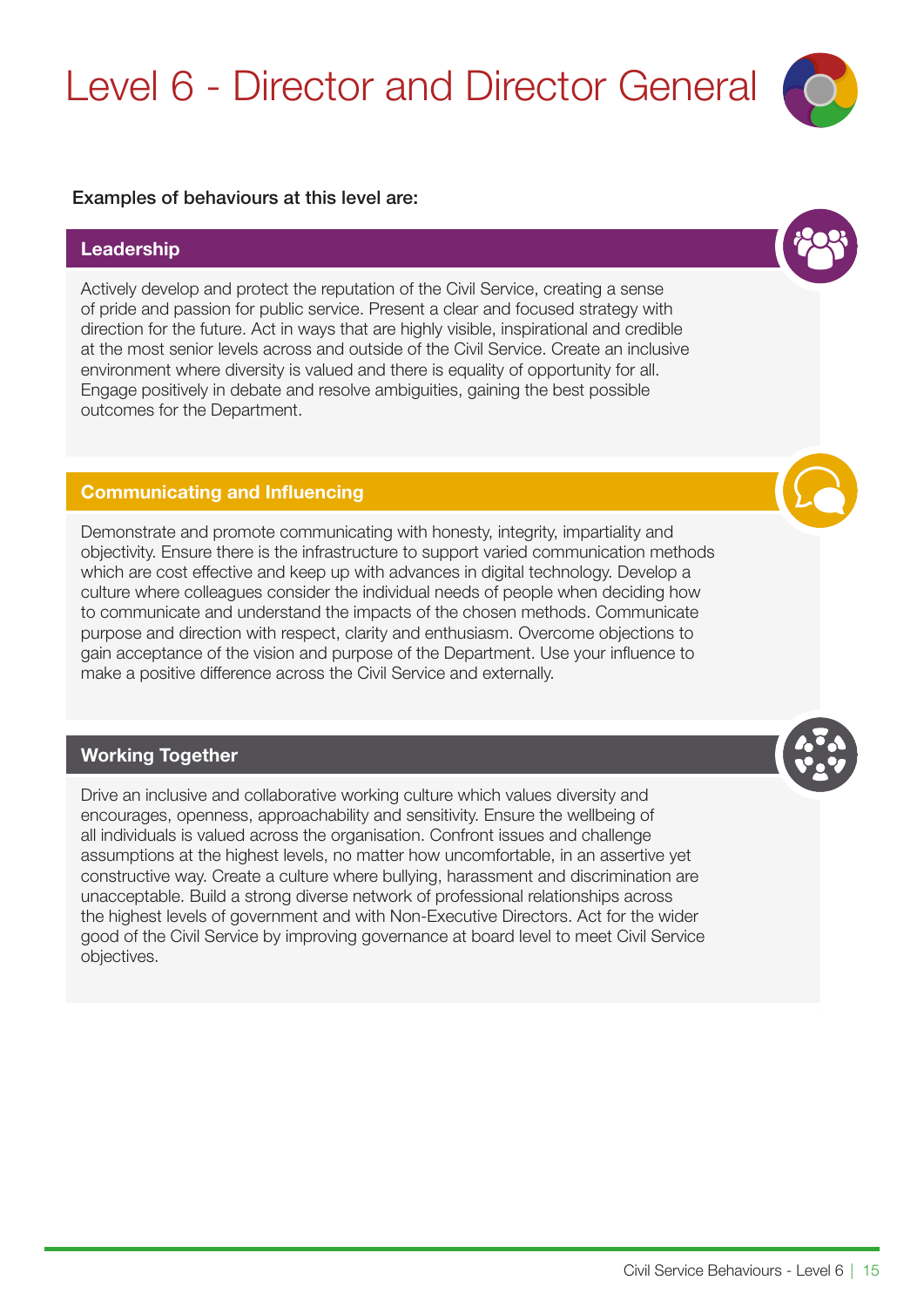# Level 6 - Director and Director General

Examples of behaviours at this level are:

## Leadership

Actively develop and protect the reputation of the Civil Service, creating a sense of pride and passion for public service. Present a clear and focused strategy with direction for the future. Act in ways that are highly visible, inspirational and credible at the most senior levels across and outside of the Civil Service. Create an inclusive environment where diversity is valued and there is equality of opportunity for all. Engage positively in debate and resolve ambiguities, gaining the best possible outcomes for the Department.

## Communicating and Influencing

Demonstrate and promote communicating with honesty, integrity, impartiality and objectivity. Ensure there is the infrastructure to support varied communication methods which are cost effective and keep up with advances in digital technology. Develop a culture where colleagues consider the individual needs of people when deciding how to communicate and understand the impacts of the chosen methods. Communicate purpose and direction with respect, clarity and enthusiasm. Overcome objections to gain acceptance of the vision and purpose of the Department. Use your influence to make a positive difference across the Civil Service and externally.

## Working Together

Drive an inclusive and collaborative working culture which values diversity and encourages, openness, approachability and sensitivity. Ensure the wellbeing of all individuals is valued across the organisation. Confront issues and challenge assumptions at the highest levels, no matter how uncomfortable, in an assertive yet constructive way. Create a culture where bullying, harassment and discrimination are unacceptable. Build a strong diverse network of professional relationships across the highest levels of government and with Non-Executive Directors. Act for the wider good of the Civil Service by improving governance at board level to meet Civil Service objectives.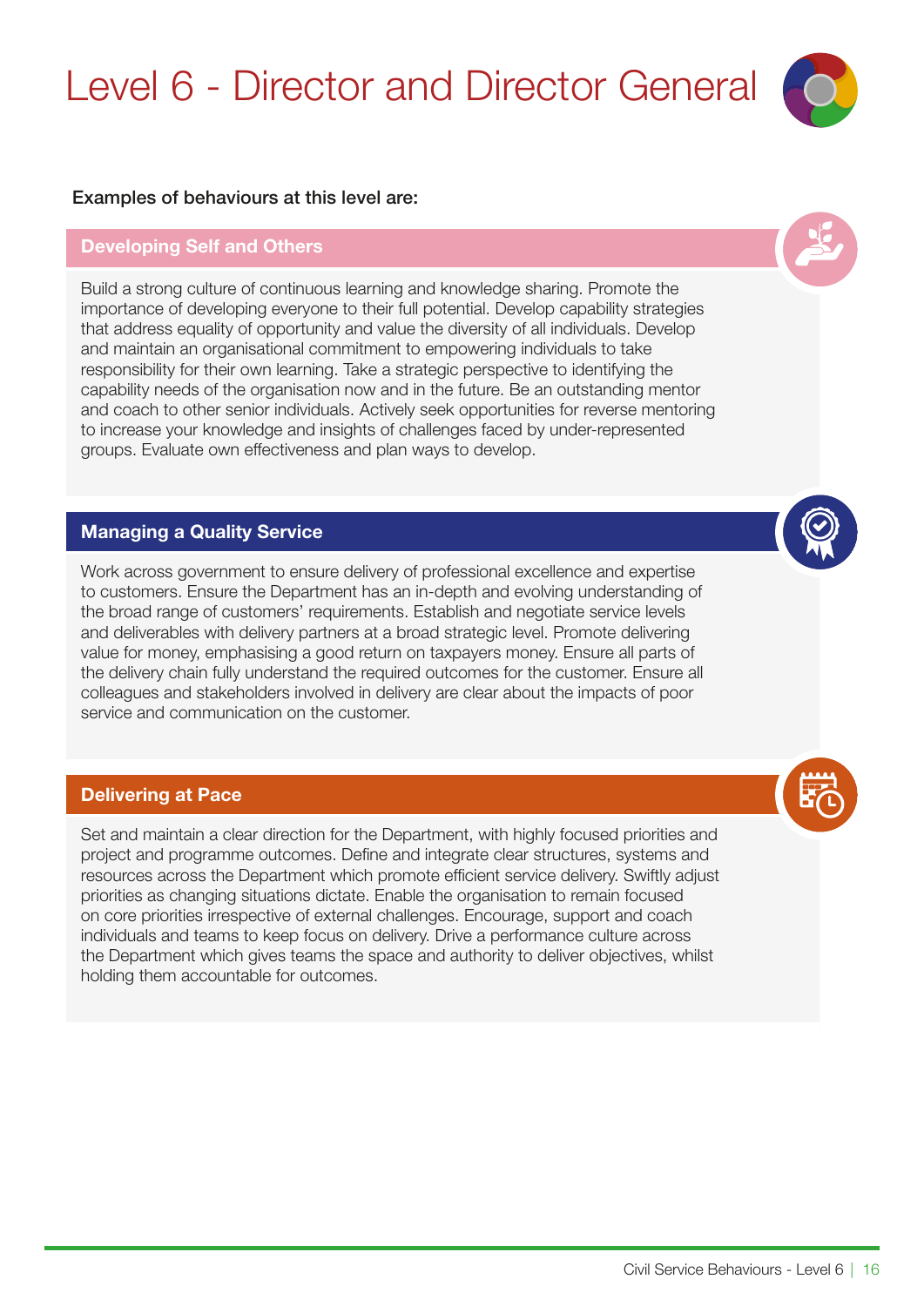# Level 6 - Director and Director General

**Examples of behaviours at this level are:**

## Developing Self and Others

Build a strong culture of continuous learning and knowledge sharing. Promote the importance of developing everyone to their full potential. Develop capability strategies that address equality of opportunity and value the diversity of all individuals. Develop and maintain an organisational commitment to empowering individuals to take responsibility for their own learning. Take a strategic perspective to identifying the capability needs of the organisation now and in the future. Be an outstanding mentor and coach to other senior individuals. Actively seek opportunities for reverse mentoring to increase your knowledge and insights of challenges faced by under-represented groups. Evaluate own effectiveness and plan ways to develop.

## Managing a Quality Service

Work across government to ensure delivery of professional excellence and expertise to customers. Ensure the Department has an in-depth and evolving understanding of the broad range of customers' requirements. Establish and negotiate service levels and deliverables with delivery partners at a broad strategic level. Promote delivering value for money, emphasising a good return on taxpayers money. Ensure all parts of the delivery chain fully understand the required outcomes for the customer. Ensure all colleagues and stakeholders involved in delivery are clear about the impacts of poor service and communication on the customer.

## Delivering at Pace

Set and maintain a clear direction for the Department, with highly focused priorities and project and programme outcomes. Define and integrate clear structures, systems and resources across the Department which promote efficient service delivery. Swiftly adjust priorities as changing situations dictate. Enable the organisation to remain focused on core priorities irrespective of external challenges. Encourage, support and coach individuals and teams to keep focus on delivery. Drive a performance culture across the Department which gives teams the space and authority to deliver objectives, whilst holding them accountable for outcomes.